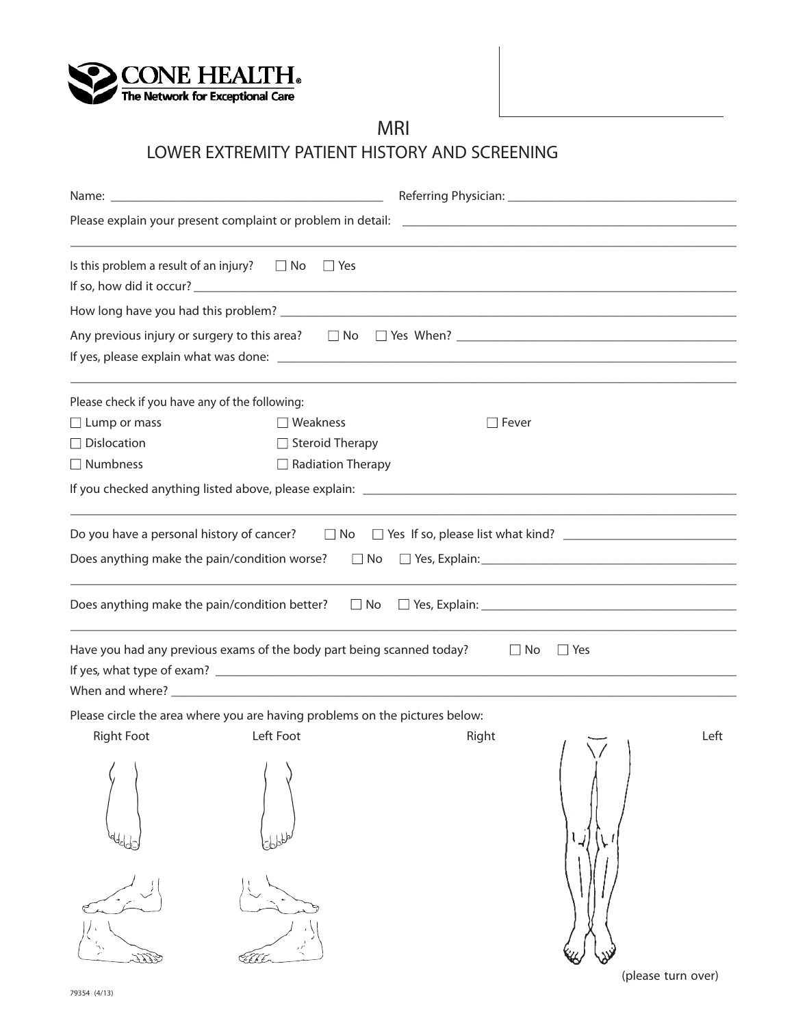CONE HEALTH®
The Network for Exceptional Care

# MRI

## LOWER EXTREMITY PATIENT HISTORY AND SCREENING

Name: ___________________________ Referring Physician: ___________________________

Please explain your present complaint or problem in detail: ___________________________

___________________________________________________________________________

Is this problem a result of an injury? ☐ No ☐ Yes

If so, how did it occur? ___________________________

How long have you had this problem? ___________________________

Any previous injury or surgery to this area? ☐ No ☐ Yes When? ___________________________

If yes, please explain what was done: ___________________________

___________________________________________________________________________

Please check if you have any of the following:

| | | |
|---|---|---|
| ☐ Lump or mass | ☐ Weakness | ☐ Fever |
| ☐ Dislocation | ☐ Steroid Therapy | |
| ☐ Numbness | ☐ Radiation Therapy | |

If you checked anything listed above, please explain: ___________________________

___________________________________________________________________________

Do you have a personal history of cancer? ☐ No ☐ Yes If so, please list what kind? ___________________________

Does anything make the pain/condition worse? ☐ No ☐ Yes, Explain: ___________________________

___________________________________________________________________________

Does anything make the pain/condition better? ☐ No ☐ Yes, Explain: ___________________________

___________________________________________________________________________

Have you had any previous exams of the body part being scanned today? ☐ No ☐ Yes

If yes, what type of exam? ___________________________

When and where? ___________________________

Please circle the area where you are having problems on the pictures below:

Right Foot    Left Foot    Right    Left

(please turn over)

79354 (4/13)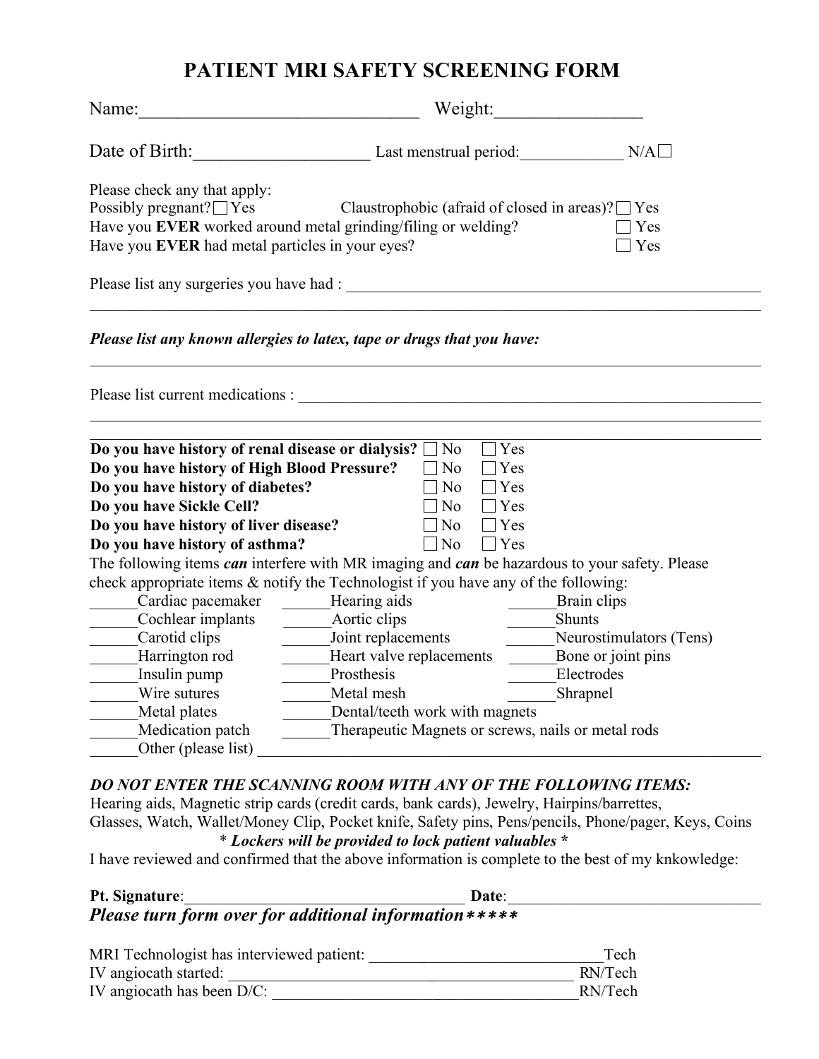# PATIENT MRI SAFETY SCREENING FORM

Name:______________________________ Weight:________________

Date of Birth:____________________ Last menstrual period:_____________ N/A ☐

Please check any that apply:

Possibly pregnant? ☐ Yes Claustrophobic (afraid of closed in areas)? ☐ Yes

Have you **EVER** worked around metal grinding/filing or welding? ☐ Yes

Have you **EVER** had metal particles in your eyes? ☐ Yes

Please list any surgeries you have had : ____________________________________________________

_____________________________________________________________________________

***Please list any known allergies to latex, tape or drugs that you have:***

_____________________________________________________________________________

Please list current medications : _____________________________________________________

_____________________________________________________________________________

_____________________________________________________________________________

**Do you have history of renal disease or dialysis?** ☐ No ☐ Yes

**Do you have history of High Blood Pressure?** ☐ No ☐ Yes

**Do you have history of diabetes?** ☐ No ☐ Yes

**Do you have Sickle Cell?** ☐ No ☐ Yes

**Do you have history of liver disease?** ☐ No ☐ Yes

**Do you have history of asthma?** ☐ No ☐ Yes

The following items ***can*** interfere with MR imaging and ***can*** be hazardous to your safety. Please check appropriate items & notify the Technologist if you have any of the following:

| | | |
|---|---|---|
| ______Cardiac pacemaker | ______Hearing aids | ______Brain clips |
| ______Cochlear implants | ______Aortic clips | ______Shunts |
| ______Carotid clips | ______Joint replacements | ______Neurostimulators (Tens) |
| ______Harrington rod | ______Heart valve replacements | ______Bone or joint pins |
| ______Insulin pump | ______Prosthesis | ______Electrodes |
| ______Wire sutures | ______Metal mesh | ______Shrapnel |
| ______Metal plates | ______Dental/teeth work with magnets | |
| ______Medication patch | ______Therapeutic Magnets or screws, nails or metal rods | |

______Other (please list) ______________________________________________________________

***DO NOT ENTER THE SCANNING ROOM WITH ANY OF THE FOLLOWING ITEMS:***

Hearing aids, Magnetic strip cards (credit cards, bank cards), Jewelry, Hairpins/barrettes, Glasses, Watch, Wallet/Money Clip, Pocket knife, Safety pins, Pens/pencils, Phone/pager, Keys, Coins

\* ***Lockers will be provided to lock patient valuables*** \*

I have reviewed and confirmed that the above information is complete to the best of my knkowledge:

**Pt. Signature**:___________________________________ **Date**:________________________________

***Please turn form over for additional information\*\*\*\*\****

MRI Technologist has interviewed patient: _____________________________Tech

IV angiocath started: ___________________________________________ RN/Tech

IV angiocath has been D/C: ______________________________________RN/Tech